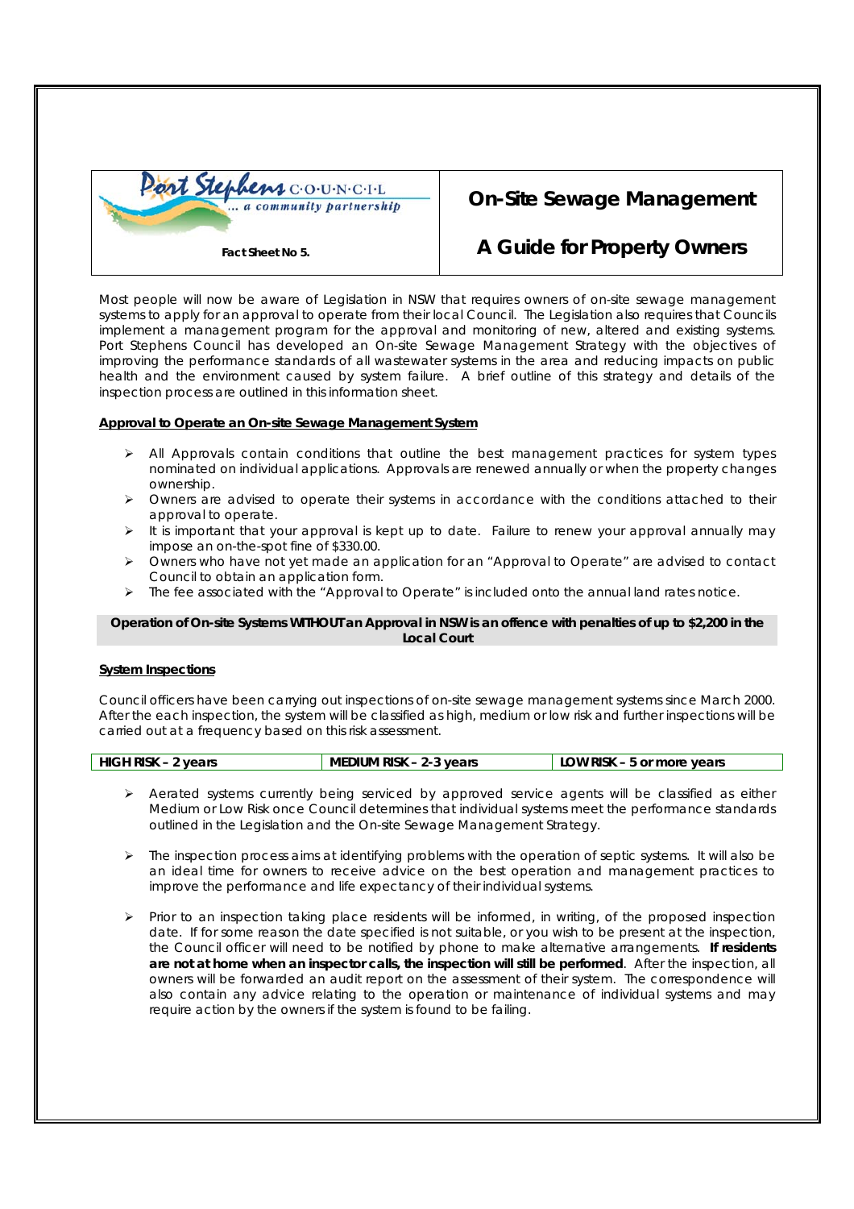Port Stephens COUNCIL

... a community partnership

**Fact Sheet No 5.**

# On-Site Sewage Management

# A Guide for Property Owners

Most people will now be aware of Legislation in NSW that requires owners of on-site sewage management systems to apply for an approval to operate from their local Council. The Legislation also requires that Councils implement a management program for the approval and monitoring of new, altered and existing systems. Port Stephens Council has developed an On-site Sewage Management Strategy with the objectives of improving the performance standards of all wastewater systems in the area and reducing impacts on public health and the environment caused by system failure. A brief outline of this strategy and details of the inspection process are outlined in this information sheet.

## Approval to Operate an On-site Sewage Management System

- All Approvals contain conditions that outline the best management practices for system types nominated on individual applications. Approvals are renewed annually or when the property changes ownership.
- Owners are advised to operate their systems in accordance with the conditions attached to their approval to operate.
- It is important that your approval is kept up to date. Failure to renew your approval annually may impose an on-the-spot fine of $330.00.
- Owners who have not yet made an application for an "Approval to Operate" are advised to contact Council to obtain an application form.
- The fee associated with the "Approval to Operate" is included onto the annual land rates notice.

**Operation of On-site Systems WITHOUT an Approval in NSW is an offence with penalties of up to $2,200 in the Local Court**

## System Inspections

Council officers have been carrying out inspections of on-site sewage management systems since March 2000. After the each inspection, the system will be classified as high, medium or low risk and further inspections will be carried out at a frequency based on this risk assessment.

| HIGH RISK – 2 years | MEDIUM RISK – 2-3 years | LOW RISK – 5 or more years |
|---|---|---|

- Aerated systems currently being serviced by approved service agents will be classified as either Medium or Low Risk once Council determines that individual systems meet the performance standards outlined in the Legislation and the On-site Sewage Management Strategy.

- The inspection process aims at identifying problems with the operation of septic systems. It will also be an ideal time for owners to receive advice on the best operation and management practices to improve the performance and life expectancy of their individual systems.

- Prior to an inspection taking place residents will be informed, in writing, of the proposed inspection date. If for some reason the date specified is not suitable, or you wish to be present at the inspection, the Council officer will need to be notified by phone to make alternative arrangements. **If residents are not at home when an inspector calls, the inspection will still be performed**. After the inspection, all owners will be forwarded an audit report on the assessment of their system. The correspondence will also contain any advice relating to the operation or maintenance of individual systems and may require action by the owners if the system is found to be failing.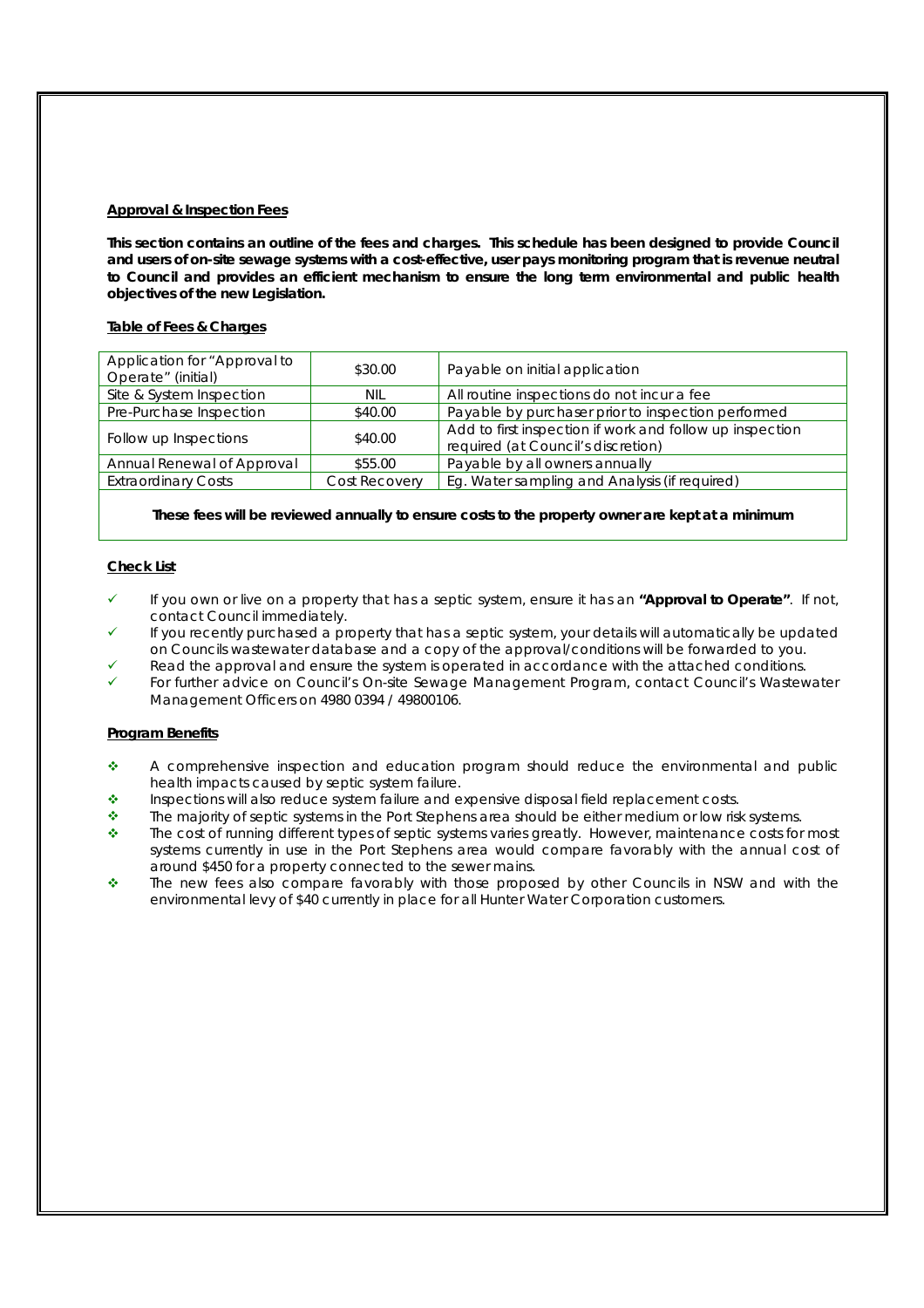**Approval & Inspection Fees**

**This section contains an outline of the fees and charges. This schedule has been designed to provide Council and users of on-site sewage systems with a cost-effective, user pays monitoring program that is revenue neutral to Council and provides an efficient mechanism to ensure the long term environmental and public health objectives of the new Legislation.**

**Table of Fees & Charges**

| | | |
|---|---|---|
| Application for "Approval to Operate" (initial) | \$30.00 | Payable on initial application |
| Site & System Inspection | NIL | All routine inspections do not incur a fee |
| Pre-Purchase Inspection | \$40.00 | Payable by purchaser prior to inspection performed |
| Follow up Inspections | \$40.00 | Add to first inspection if work and follow up inspection required (at Council's discretion) |
| Annual Renewal of Approval | \$55.00 | Payable by all owners annually |
| Extraordinary Costs | Cost Recovery | Eg. Water sampling and Analysis (if required) |

**These fees will be reviewed annually to ensure costs to the property owner are kept at a minimum**

**Check List**

- ✓ If you own or live on a property that has a septic system, ensure it has an **"Approval to Operate"**. If not, contact Council immediately.
- ✓ If you recently purchased a property that has a septic system, your details will automatically be updated on Councils wastewater database and a copy of the approval/conditions will be forwarded to you.
- ✓ Read the approval and ensure the system is operated in accordance with the attached conditions.
- ✓ For further advice on Council's On-site Sewage Management Program, contact Council's Wastewater Management Officers on 4980 0394 / 49800106.

**Program Benefits**

- ❖ A comprehensive inspection and education program should reduce the environmental and public health impacts caused by septic system failure.
- ❖ Inspections will also reduce system failure and expensive disposal field replacement costs.
- ❖ The majority of septic systems in the Port Stephens area should be either medium or low risk systems.
- ❖ The cost of running different types of septic systems varies greatly. However, maintenance costs for most systems currently in use in the Port Stephens area would compare favorably with the annual cost of around \$450 for a property connected to the sewer mains.
- ❖ The new fees also compare favorably with those proposed by other Councils in NSW and with the environmental levy of \$40 currently in place for all Hunter Water Corporation customers.